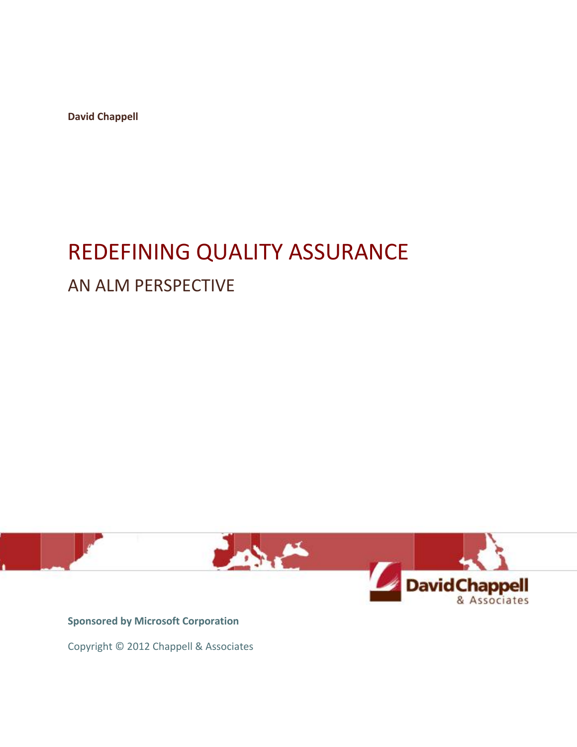**David Chappell**

# REDEFINING QUALITY ASSURANCE

## AN ALM PERSPECTIVE

**Sponsored by Microsoft Corporation**

Copyright © 2012 Chappell & Associates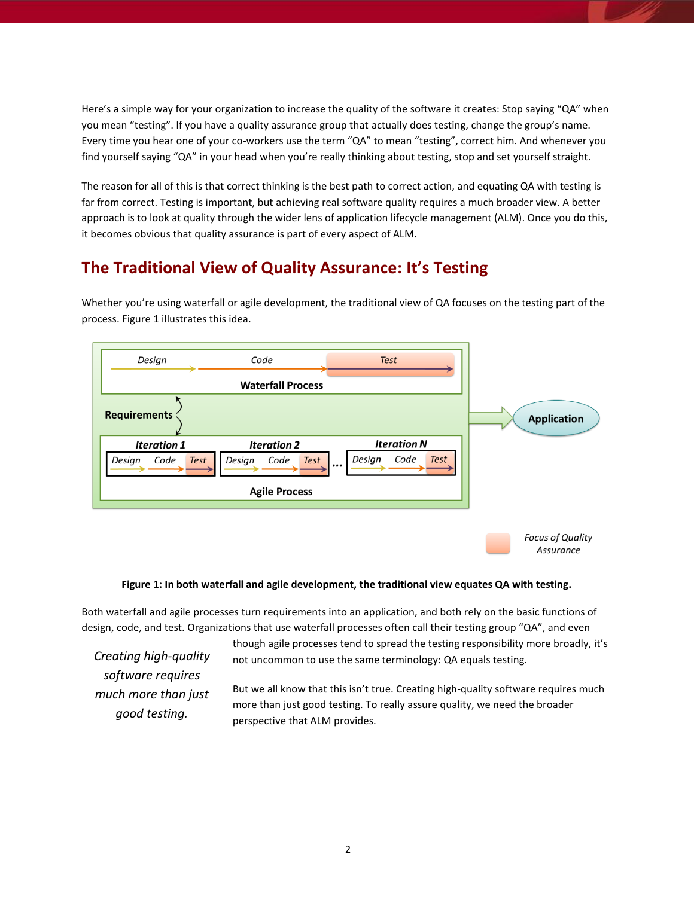Here's a simple way for your organization to increase the quality of the software it creates: Stop saying "QA" when you mean "testing". If you have a quality assurance group that actually does testing, change the group's name. Every time you hear one of your co-workers use the term "QA" to mean "testing", correct him. And whenever you find yourself saying "QA" in your head when you're really thinking about testing, stop and set yourself straight.

The reason for all of this is that correct thinking is the best path to correct action, and equating QA with testing is far from correct. Testing is important, but achieving real software quality requires a much broader view. A better approach is to look at quality through the wider lens of application lifecycle management (ALM). Once you do this, it becomes obvious that quality assurance is part of every aspect of ALM.

## The Traditional View of Quality Assurance: It's Testing

Whether you're using waterfall or agile development, the traditional view of QA focuses on the testing part of the process. Figure 1 illustrates this idea.

**Figure 1: In both waterfall and agile development, the traditional view equates QA with testing.**

Both waterfall and agile processes turn requirements into an application, and both rely on the basic functions of design, code, and test. Organizations that use waterfall processes often call their testing group "QA", and even though agile processes tend to spread the testing responsibility more broadly, it's not uncommon to use the same terminology: QA equals testing.

*Creating high-quality software requires much more than just good testing.*

But we all know that this isn't true. Creating high-quality software requires much more than just good testing. To really assure quality, we need the broader perspective that ALM provides.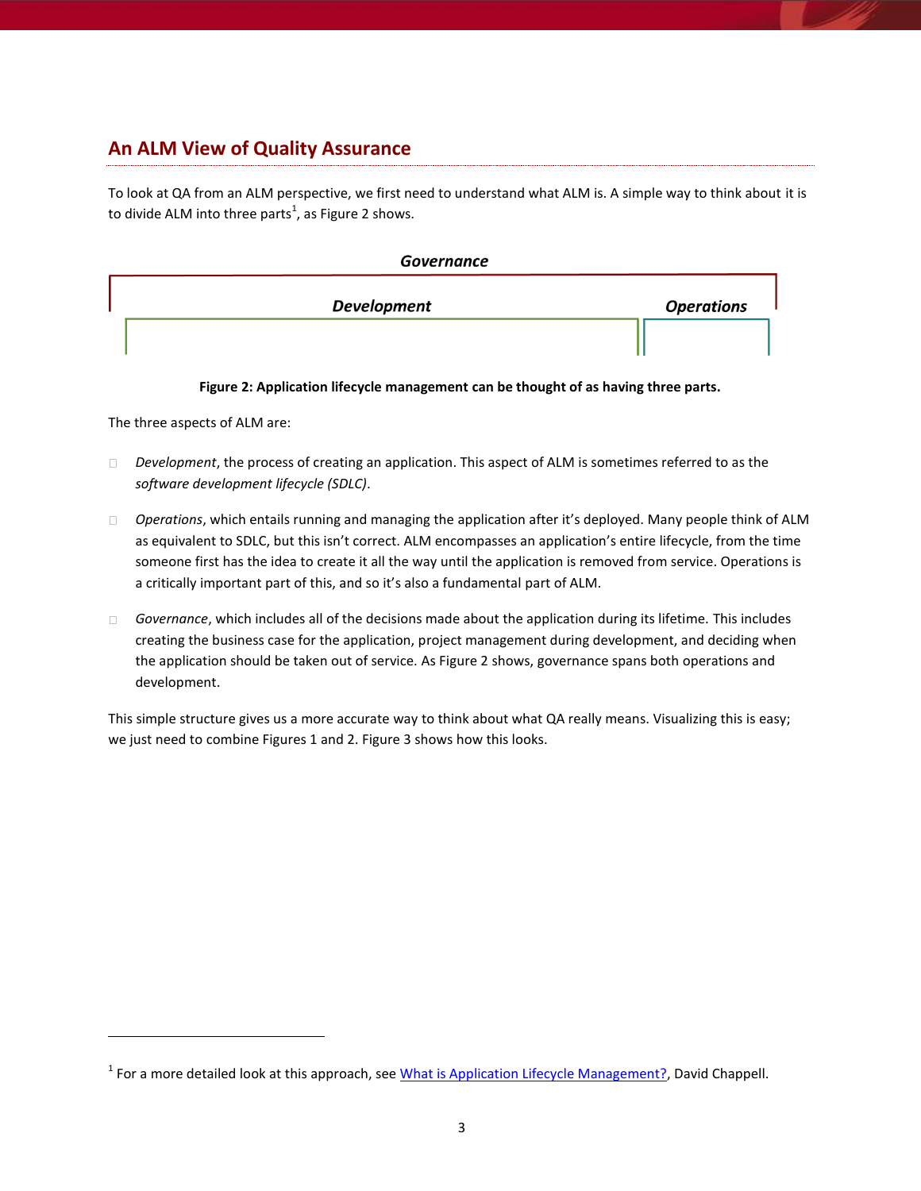## An ALM View of Quality Assurance

To look at QA from an ALM perspective, we first need to understand what ALM is. A simple way to think about it is to divide ALM into three parts[1], as Figure 2 shows.

***Governance***

***Development*** ***Operations***

**Figure 2: Application lifecycle management can be thought of as having three parts.**

The three aspects of ALM are:

- *Development*, the process of creating an application. This aspect of ALM is sometimes referred to as the *software development lifecycle (SDLC)*.
- *Operations*, which entails running and managing the application after it's deployed. Many people think of ALM as equivalent to SDLC, but this isn't correct. ALM encompasses an application's entire lifecycle, from the time someone first has the idea to create it all the way until the application is removed from service. Operations is a critically important part of this, and so it's also a fundamental part of ALM.
- *Governance*, which includes all of the decisions made about the application during its lifetime. This includes creating the business case for the application, project management during development, and deciding when the application should be taken out of service. As Figure 2 shows, governance spans both operations and development.

This simple structure gives us a more accurate way to think about what QA really means. Visualizing this is easy; we just need to combine Figures 1 and 2. Figure 3 shows how this looks.

---

[1] For a more detailed look at this approach, see [What is Application Lifecycle Management?](), David Chappell.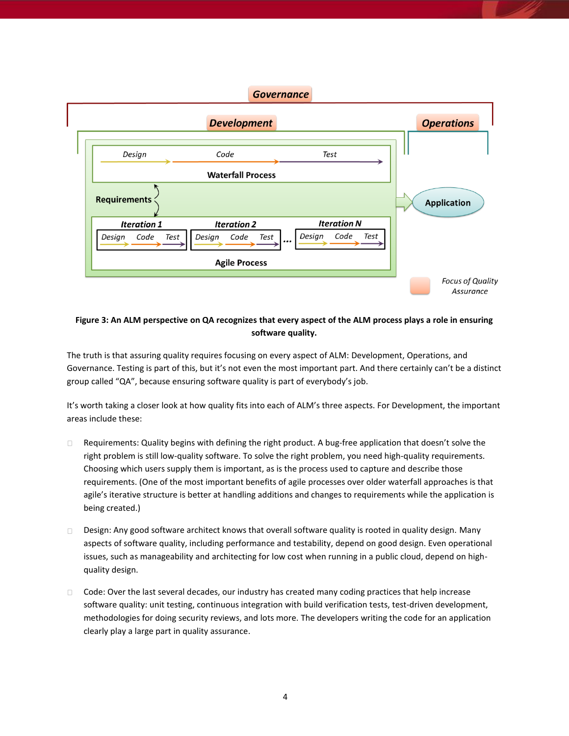Governance

Development

Operations

Design → Code → Test

Waterfall Process

Requirements

Iteration 1: Design Code Test

Iteration 2: Design Code Test

...

Iteration N: Design Code Test

Agile Process

Application

Focus of Quality Assurance

**Figure 3: An ALM perspective on QA recognizes that every aspect of the ALM process plays a role in ensuring software quality.**

The truth is that assuring quality requires focusing on every aspect of ALM: Development, Operations, and Governance. Testing is part of this, but it's not even the most important part. And there certainly can't be a distinct group called "QA", because ensuring software quality is part of everybody's job.

It's worth taking a closer look at how quality fits into each of ALM's three aspects. For Development, the important areas include these:

- Requirements: Quality begins with defining the right product. A bug-free application that doesn't solve the right problem is still low-quality software. To solve the right problem, you need high-quality requirements. Choosing which users supply them is important, as is the process used to capture and describe those requirements. (One of the most important benefits of agile processes over older waterfall approaches is that agile's iterative structure is better at handling additions and changes to requirements while the application is being created.)

- Design: Any good software architect knows that overall software quality is rooted in quality design. Many aspects of software quality, including performance and testability, depend on good design. Even operational issues, such as manageability and architecting for low cost when running in a public cloud, depend on high-quality design.

- Code: Over the last several decades, our industry has created many coding practices that help increase software quality: unit testing, continuous integration with build verification tests, test-driven development, methodologies for doing security reviews, and lots more. The developers writing the code for an application clearly play a large part in quality assurance.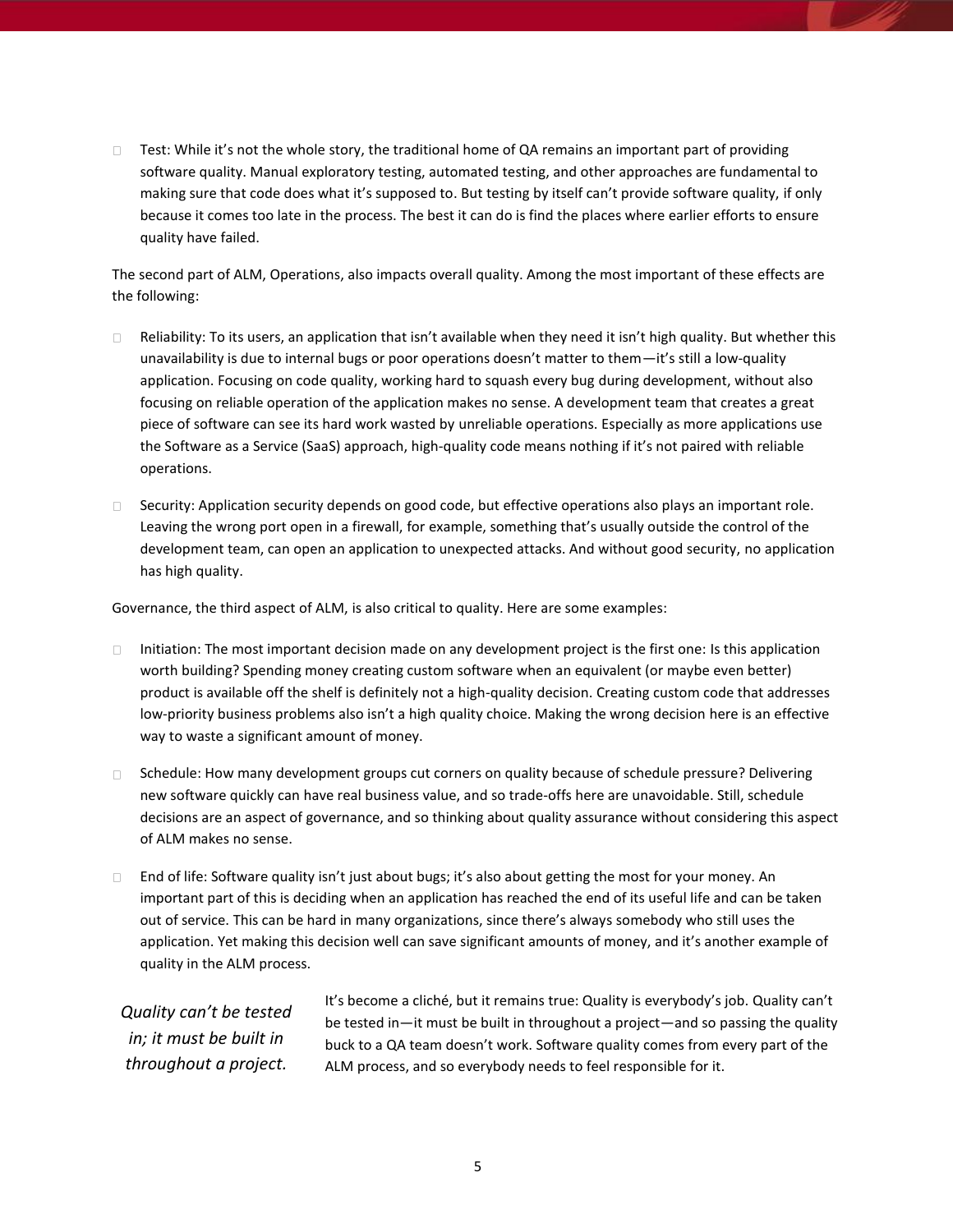- Test: While it's not the whole story, the traditional home of QA remains an important part of providing software quality. Manual exploratory testing, automated testing, and other approaches are fundamental to making sure that code does what it's supposed to. But testing by itself can't provide software quality, if only because it comes too late in the process. The best it can do is find the places where earlier efforts to ensure quality have failed.

The second part of ALM, Operations, also impacts overall quality. Among the most important of these effects are the following:

- Reliability: To its users, an application that isn't available when they need it isn't high quality. But whether this unavailability is due to internal bugs or poor operations doesn't matter to them—it's still a low-quality application. Focusing on code quality, working hard to squash every bug during development, without also focusing on reliable operation of the application makes no sense. A development team that creates a great piece of software can see its hard work wasted by unreliable operations. Especially as more applications use the Software as a Service (SaaS) approach, high-quality code means nothing if it's not paired with reliable operations.

- Security: Application security depends on good code, but effective operations also plays an important role. Leaving the wrong port open in a firewall, for example, something that's usually outside the control of the development team, can open an application to unexpected attacks. And without good security, no application has high quality.

Governance, the third aspect of ALM, is also critical to quality. Here are some examples:

- Initiation: The most important decision made on any development project is the first one: Is this application worth building? Spending money creating custom software when an equivalent (or maybe even better) product is available off the shelf is definitely not a high-quality decision. Creating custom code that addresses low-priority business problems also isn't a high quality choice. Making the wrong decision here is an effective way to waste a significant amount of money.

- Schedule: How many development groups cut corners on quality because of schedule pressure? Delivering new software quickly can have real business value, and so trade-offs here are unavoidable. Still, schedule decisions are an aspect of governance, and so thinking about quality assurance without considering this aspect of ALM makes no sense.

- End of life: Software quality isn't just about bugs; it's also about getting the most for your money. An important part of this is deciding when an application has reached the end of its useful life and can be taken out of service. This can be hard in many organizations, since there's always somebody who still uses the application. Yet making this decision well can save significant amounts of money, and it's another example of quality in the ALM process.

*Quality can't be tested in; it must be built in throughout a project.*

It's become a cliché, but it remains true: Quality is everybody's job. Quality can't be tested in—it must be built in throughout a project—and so passing the quality buck to a QA team doesn't work. Software quality comes from every part of the ALM process, and so everybody needs to feel responsible for it.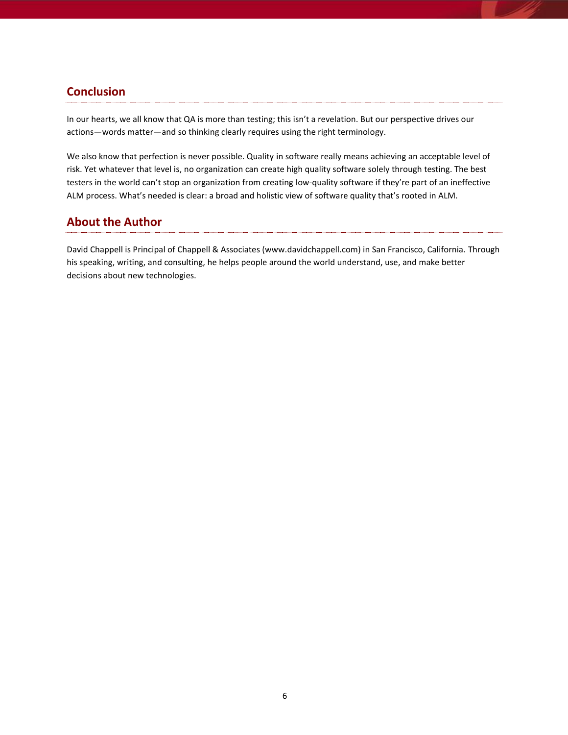## Conclusion

In our hearts, we all know that QA is more than testing; this isn't a revelation. But our perspective drives our actions—words matter—and so thinking clearly requires using the right terminology.

We also know that perfection is never possible. Quality in software really means achieving an acceptable level of risk. Yet whatever that level is, no organization can create high quality software solely through testing. The best testers in the world can't stop an organization from creating low-quality software if they're part of an ineffective ALM process. What's needed is clear: a broad and holistic view of software quality that's rooted in ALM.

## About the Author

David Chappell is Principal of Chappell & Associates (www.davidchappell.com) in San Francisco, California. Through his speaking, writing, and consulting, he helps people around the world understand, use, and make better decisions about new technologies.